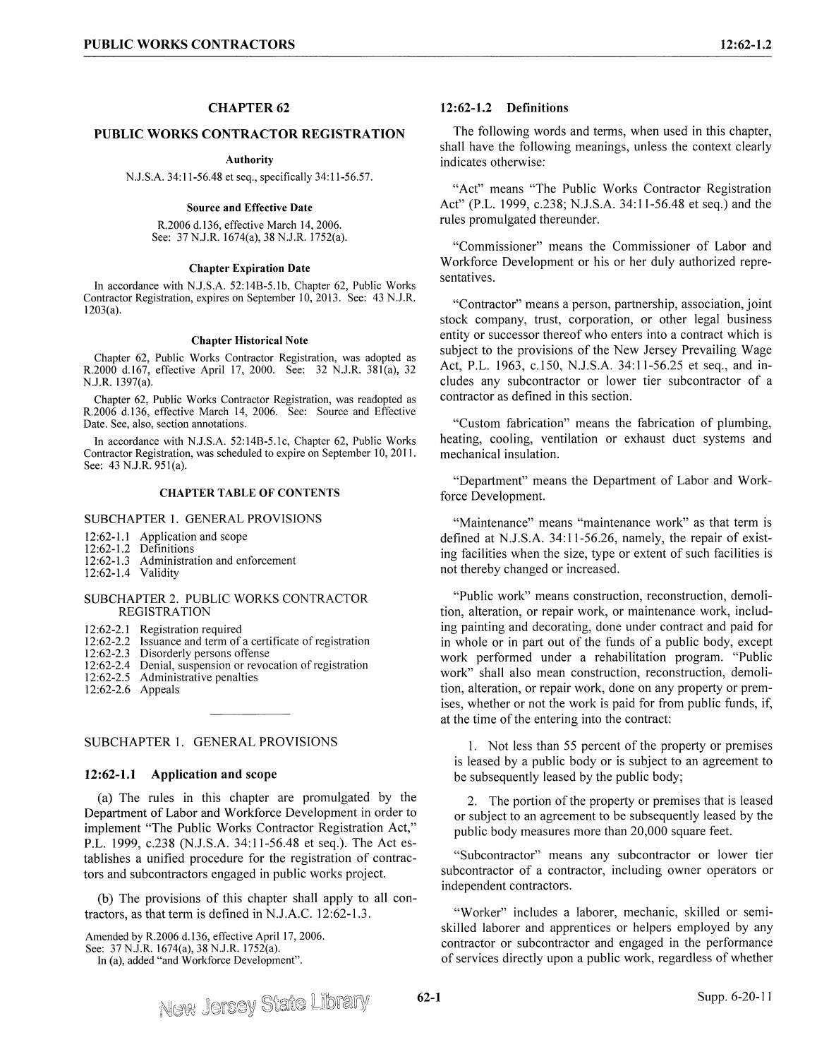# CHAPTER 62

# PUBLIC WORKS CONTRACTOR REGISTRATION

**Authority**

N.J.S.A. 34:11-56.48 et seq., specifically 34:11-56.57.

**Source and Effective Date**

R.2006 d.136, effective March 14, 2006.
See: 37 N.J.R. 1674(a), 38 N.J.R. 1752(a).

**Chapter Expiration Date**

In accordance with N.J.S.A. 52:14B-5.1b, Chapter 62, Public Works Contractor Registration, expires on September 10, 2013. See: 43 N.J.R. 1203(a).

**Chapter Historical Note**

Chapter 62, Public Works Contractor Registration, was adopted as R.2000 d.167, effective April 17, 2000. See: 32 N.J.R. 381(a), 32 N.J.R. 1397(a).

Chapter 62, Public Works Contractor Registration, was readopted as R.2006 d.136, effective March 14, 2006. See: Source and Effective Date. See, also, section annotations.

In accordance with N.J.S.A. 52:14B-5.1c, Chapter 62, Public Works Contractor Registration, was scheduled to expire on September 10, 2011. See: 43 N.J.R. 951(a).

**CHAPTER TABLE OF CONTENTS**

SUBCHAPTER 1. GENERAL PROVISIONS

12:62-1.1 Application and scope
12:62-1.2 Definitions
12:62-1.3 Administration and enforcement
12:62-1.4 Validity

SUBCHAPTER 2. PUBLIC WORKS CONTRACTOR REGISTRATION

12:62-2.1 Registration required
12:62-2.2 Issuance and term of a certificate of registration
12:62-2.3 Disorderly persons offense
12:62-2.4 Denial, suspension or revocation of registration
12:62-2.5 Administrative penalties
12:62-2.6 Appeals

---

## SUBCHAPTER 1. GENERAL PROVISIONS

### 12:62-1.1 Application and scope

(a) The rules in this chapter are promulgated by the Department of Labor and Workforce Development in order to implement "The Public Works Contractor Registration Act," P.L. 1999, c.238 (N.J.S.A. 34:11-56.48 et seq.). The Act establishes a unified procedure for the registration of contractors and subcontractors engaged in public works project.

(b) The provisions of this chapter shall apply to all contractors, as that term is defined in N.J.A.C. 12:62-1.3.

Amended by R.2006 d.136, effective April 17, 2006.
See: 37 N.J.R. 1674(a), 38 N.J.R. 1752(a).
In (a), added "and Workforce Development".

### 12:62-1.2 Definitions

The following words and terms, when used in this chapter, shall have the following meanings, unless the context clearly indicates otherwise:

"Act" means "The Public Works Contractor Registration Act" (P.L. 1999, c.238; N.J.S.A. 34:11-56.48 et seq.) and the rules promulgated thereunder.

"Commissioner" means the Commissioner of Labor and Workforce Development or his or her duly authorized representatives.

"Contractor" means a person, partnership, association, joint stock company, trust, corporation, or other legal business entity or successor thereof who enters into a contract which is subject to the provisions of the New Jersey Prevailing Wage Act, P.L. 1963, c.150, N.J.S.A. 34:11-56.25 et seq., and includes any subcontractor or lower tier subcontractor of a contractor as defined in this section.

"Custom fabrication" means the fabrication of plumbing, heating, cooling, ventilation or exhaust duct systems and mechanical insulation.

"Department" means the Department of Labor and Workforce Development.

"Maintenance" means "maintenance work" as that term is defined at N.J.S.A. 34:11-56.26, namely, the repair of existing facilities when the size, type or extent of such facilities is not thereby changed or increased.

"Public work" means construction, reconstruction, demolition, alteration, or repair work, or maintenance work, including painting and decorating, done under contract and paid for in whole or in part out of the funds of a public body, except work performed under a rehabilitation program. "Public work" shall also mean construction, reconstruction, demolition, alteration, or repair work, done on any property or premises, whether or not the work is paid for from public funds, if, at the time of the entering into the contract:

1. Not less than 55 percent of the property or premises is leased by a public body or is subject to an agreement to be subsequently leased by the public body;

2. The portion of the property or premises that is leased or subject to an agreement to be subsequently leased by the public body measures more than 20,000 square feet.

"Subcontractor" means any subcontractor or lower tier subcontractor of a contractor, including owner operators or independent contractors.

"Worker" includes a laborer, mechanic, skilled or semi-skilled laborer and apprentices or helpers employed by any contractor or subcontractor and engaged in the performance of services directly upon a public work, regardless of whether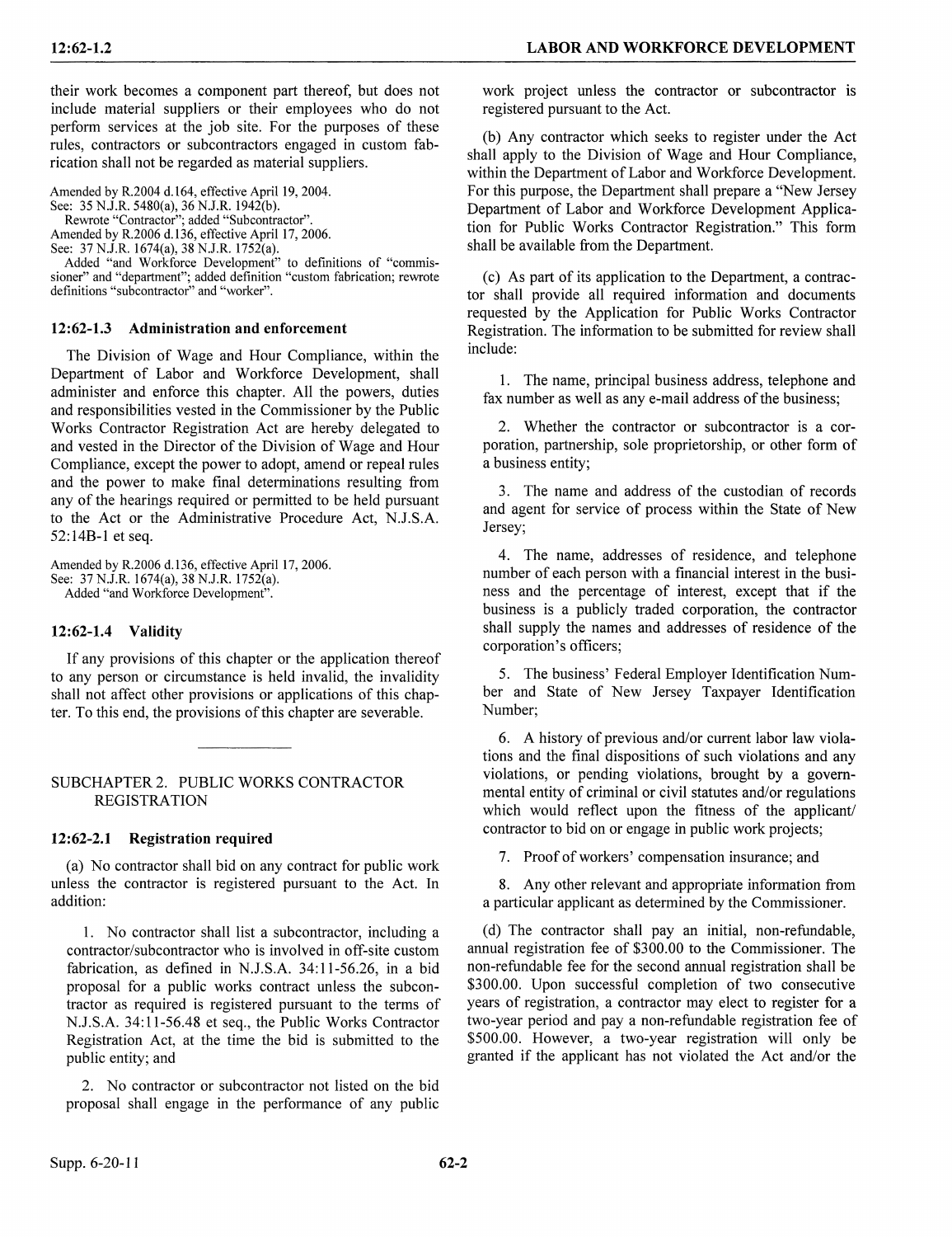their work becomes a component part thereof, but does not include material suppliers or their employees who do not perform services at the job site. For the purposes of these rules, contractors or subcontractors engaged in custom fabrication shall not be regarded as material suppliers.

Amended by R.2004 d.164, effective April 19, 2004.
See: 35 N.J.R. 5480(a), 36 N.J.R. 1942(b).
Rewrote "Contractor"; added "Subcontractor".
Amended by R.2006 d.136, effective April 17, 2006.
See: 37 N.J.R. 1674(a), 38 N.J.R. 1752(a).
Added "and Workforce Development" to definitions of "commissioner" and "department"; added definition "custom fabrication; rewrote definitions "subcontractor" and "worker".

### 12:62-1.3 Administration and enforcement

The Division of Wage and Hour Compliance, within the Department of Labor and Workforce Development, shall administer and enforce this chapter. All the powers, duties and responsibilities vested in the Commissioner by the Public Works Contractor Registration Act are hereby delegated to and vested in the Director of the Division of Wage and Hour Compliance, except the power to adopt, amend or repeal rules and the power to make final determinations resulting from any of the hearings required or permitted to be held pursuant to the Act or the Administrative Procedure Act, N.J.S.A. 52:14B-1 et seq.

Amended by R.2006 d.136, effective April 17, 2006.
See: 37 N.J.R. 1674(a), 38 N.J.R. 1752(a).
Added "and Workforce Development".

### 12:62-1.4 Validity

If any provisions of this chapter or the application thereof to any person or circumstance is held invalid, the invalidity shall not affect other provisions or applications of this chapter. To this end, the provisions of this chapter are severable.

## SUBCHAPTER 2. PUBLIC WORKS CONTRACTOR REGISTRATION

### 12:62-2.1 Registration required

(a) No contractor shall bid on any contract for public work unless the contractor is registered pursuant to the Act. In addition:

1. No contractor shall list a subcontractor, including a contractor/subcontractor who is involved in off-site custom fabrication, as defined in N.J.S.A. 34:11-56.26, in a bid proposal for a public works contract unless the subcontractor as required is registered pursuant to the terms of N.J.S.A. 34:11-56.48 et seq., the Public Works Contractor Registration Act, at the time the bid is submitted to the public entity; and

2. No contractor or subcontractor not listed on the bid proposal shall engage in the performance of any public work project unless the contractor or subcontractor is registered pursuant to the Act.

(b) Any contractor which seeks to register under the Act shall apply to the Division of Wage and Hour Compliance, within the Department of Labor and Workforce Development. For this purpose, the Department shall prepare a "New Jersey Department of Labor and Workforce Development Application for Public Works Contractor Registration." This form shall be available from the Department.

(c) As part of its application to the Department, a contractor shall provide all required information and documents requested by the Application for Public Works Contractor Registration. The information to be submitted for review shall include:

1. The name, principal business address, telephone and fax number as well as any e-mail address of the business;

2. Whether the contractor or subcontractor is a corporation, partnership, sole proprietorship, or other form of a business entity;

3. The name and address of the custodian of records and agent for service of process within the State of New Jersey;

4. The name, addresses of residence, and telephone number of each person with a financial interest in the business and the percentage of interest, except that if the business is a publicly traded corporation, the contractor shall supply the names and addresses of residence of the corporation's officers;

5. The business' Federal Employer Identification Number and State of New Jersey Taxpayer Identification Number;

6. A history of previous and/or current labor law violations and the final dispositions of such violations and any violations, or pending violations, brought by a governmental entity of criminal or civil statutes and/or regulations which would reflect upon the fitness of the applicant/contractor to bid on or engage in public work projects;

7. Proof of workers' compensation insurance; and

8. Any other relevant and appropriate information from a particular applicant as determined by the Commissioner.

(d) The contractor shall pay an initial, non-refundable, annual registration fee of $300.00 to the Commissioner. The non-refundable fee for the second annual registration shall be $300.00. Upon successful completion of two consecutive years of registration, a contractor may elect to register for a two-year period and pay a non-refundable registration fee of $500.00. However, a two-year registration will only be granted if the applicant has not violated the Act and/or the